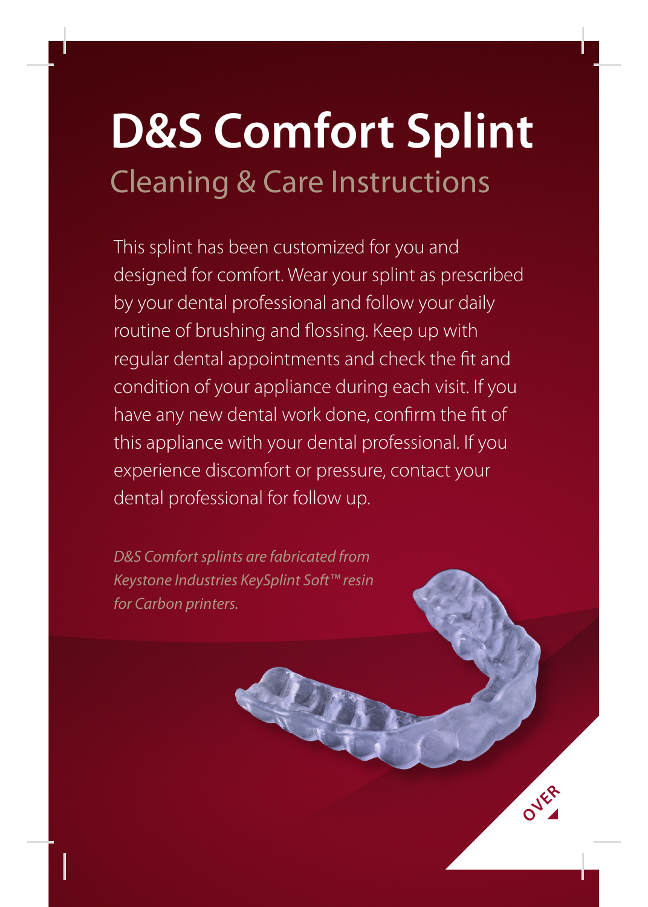# D&S Comfort Splint

## Cleaning & Care Instructions

This splint has been customized for you and designed for comfort. Wear your splint as prescribed by your dental professional and follow your daily routine of brushing and flossing. Keep up with regular dental appointments and check the fit and condition of your appliance during each visit. If you have any new dental work done, confirm the fit of this appliance with your dental professional. If you experience discomfort or pressure, contact your dental professional for follow up.

*D&S Comfort splints are fabricated from Keystone Industries KeySplint Soft™ resin for Carbon printers.*

OVER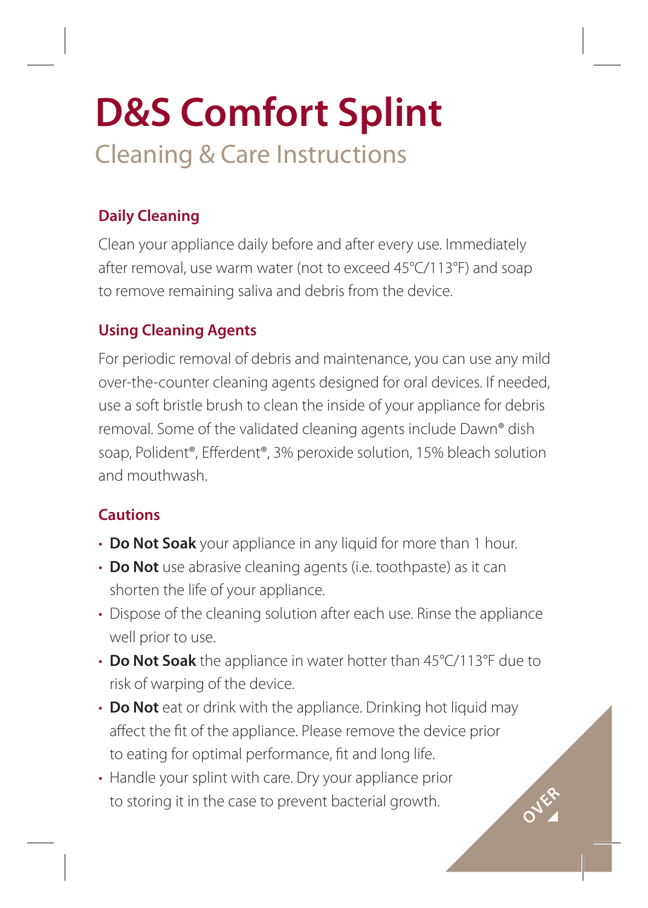# D&S Comfort Splint

## Cleaning & Care Instructions

### Daily Cleaning

Clean your appliance daily before and after every use. Immediately after removal, use warm water (not to exceed 45°C/113°F) and soap to remove remaining saliva and debris from the device.

### Using Cleaning Agents

For periodic removal of debris and maintenance, you can use any mild over-the-counter cleaning agents designed for oral devices. If needed, use a soft bristle brush to clean the inside of your appliance for debris removal. Some of the validated cleaning agents include Dawn® dish soap, Polident®, Efferdent®, 3% peroxide solution, 15% bleach solution and mouthwash.

### Cautions

- **Do Not Soak** your appliance in any liquid for more than 1 hour.
- **Do Not** use abrasive cleaning agents (i.e. toothpaste) as it can shorten the life of your appliance.
- Dispose of the cleaning solution after each use. Rinse the appliance well prior to use.
- **Do Not Soak** the appliance in water hotter than 45°C/113°F due to risk of warping of the device.
- **Do Not** eat or drink with the appliance. Drinking hot liquid may affect the fit of the appliance. Please remove the device prior to eating for optimal performance, fit and long life.
- Handle your splint with care. Dry your appliance prior to storing it in the case to prevent bacterial growth.

OVER